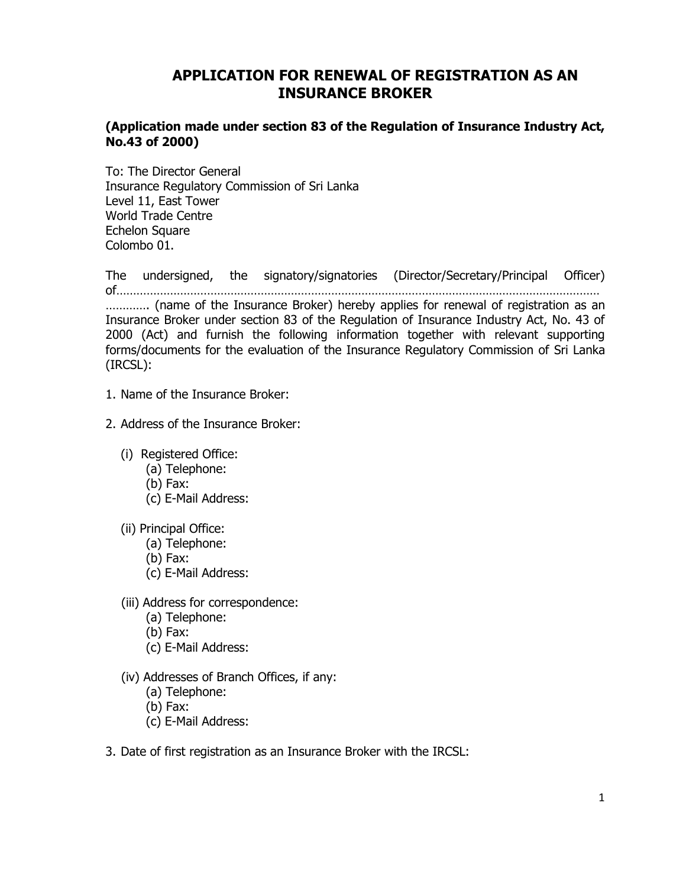# APPLICATION FOR RENEWAL OF REGISTRATION AS AN INSURANCE BROKER

**(Application made under section 83 of the Regulation of Insurance Industry Act, No.43 of 2000)**

To: The Director General
Insurance Regulatory Commission of Sri Lanka
Level 11, East Tower
World Trade Centre
Echelon Square
Colombo 01.

The undersigned, the signatory/signatories (Director/Secretary/Principal Officer) of…………………………………………………………………………………………………………………………………… …………. (name of the Insurance Broker) hereby applies for renewal of registration as an Insurance Broker under section 83 of the Regulation of Insurance Industry Act, No. 43 of 2000 (Act) and furnish the following information together with relevant supporting forms/documents for the evaluation of the Insurance Regulatory Commission of Sri Lanka (IRCSL):

1. Name of the Insurance Broker:

2. Address of the Insurance Broker:

   (i) Registered Office:
      (a) Telephone:
      (b) Fax:
      (c) E-Mail Address:

   (ii) Principal Office:
      (a) Telephone:
      (b) Fax:
      (c) E-Mail Address:

   (iii) Address for correspondence:
      (a) Telephone:
      (b) Fax:
      (c) E-Mail Address:

   (iv) Addresses of Branch Offices, if any:
      (a) Telephone:
      (b) Fax:
      (c) E-Mail Address:

3. Date of first registration as an Insurance Broker with the IRCSL: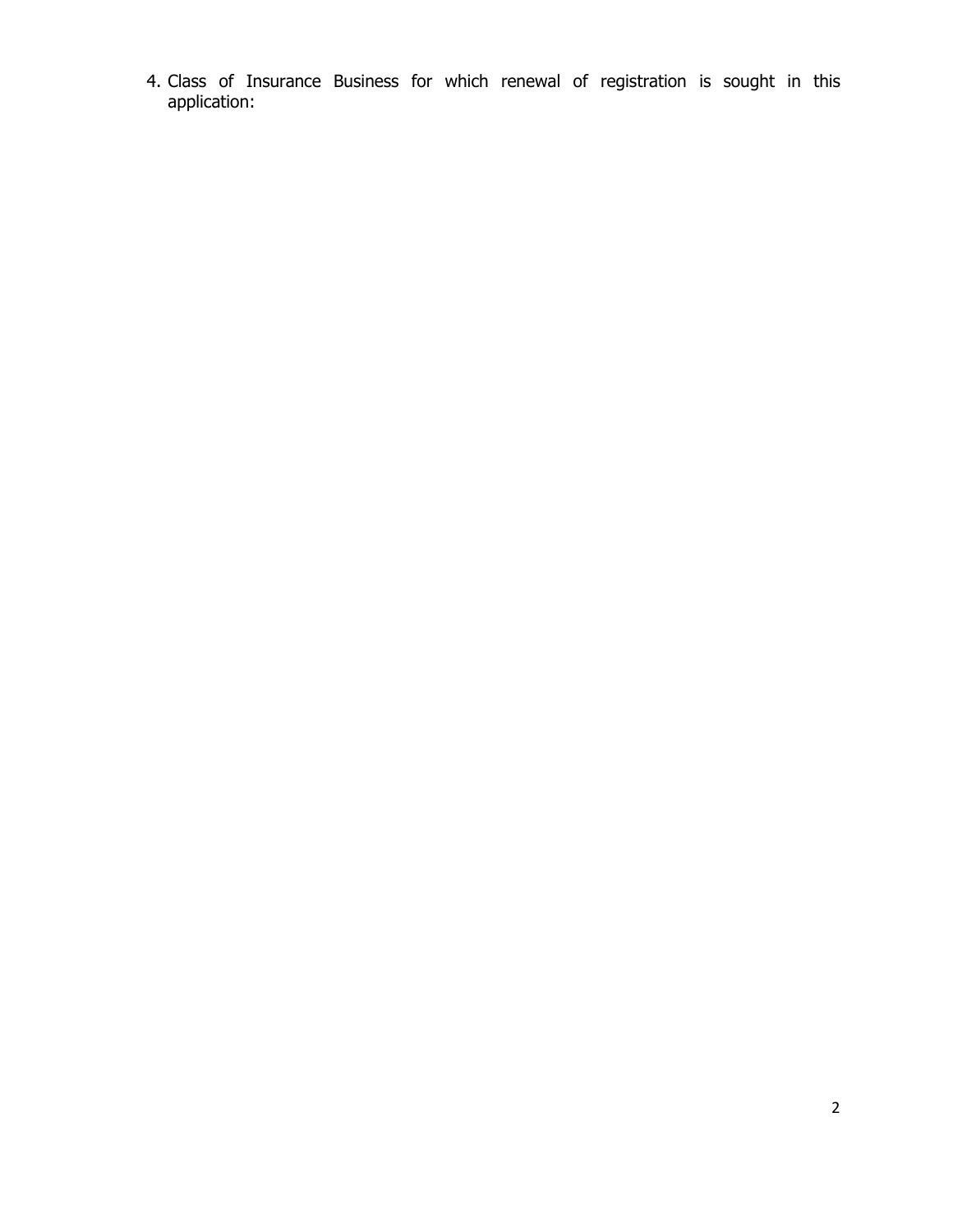4. Class of Insurance Business for which renewal of registration is sought in this application: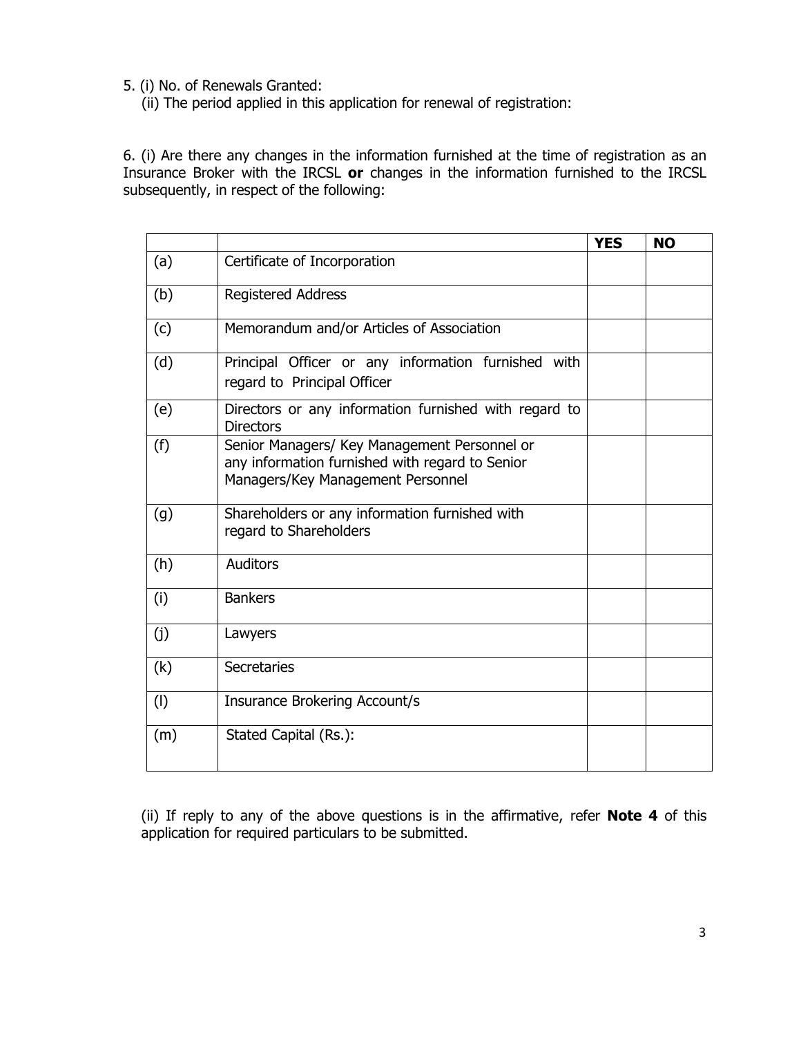5. (i) No. of Renewals Granted:

(ii) The period applied in this application for renewal of registration:

6. (i) Are there any changes in the information furnished at the time of registration as an Insurance Broker with the IRCSL **or** changes in the information furnished to the IRCSL subsequently, in respect of the following:

| | | **YES** | **NO** |
|---|---|---|---|
| (a) | Certificate of Incorporation | | |
| (b) | Registered Address | | |
| (c) | Memorandum and/or Articles of Association | | |
| (d) | Principal Officer or any information furnished with regard to Principal Officer | | |
| (e) | Directors or any information furnished with regard to Directors | | |
| (f) | Senior Managers/ Key Management Personnel or any information furnished with regard to Senior Managers/Key Management Personnel | | |
| (g) | Shareholders or any information furnished with regard to Shareholders | | |
| (h) | Auditors | | |
| (i) | Bankers | | |
| (j) | Lawyers | | |
| (k) | Secretaries | | |
| (l) | Insurance Brokering Account/s | | |
| (m) | Stated Capital (Rs.): | | |

(ii) If reply to any of the above questions is in the affirmative, refer **Note 4** of this application for required particulars to be submitted.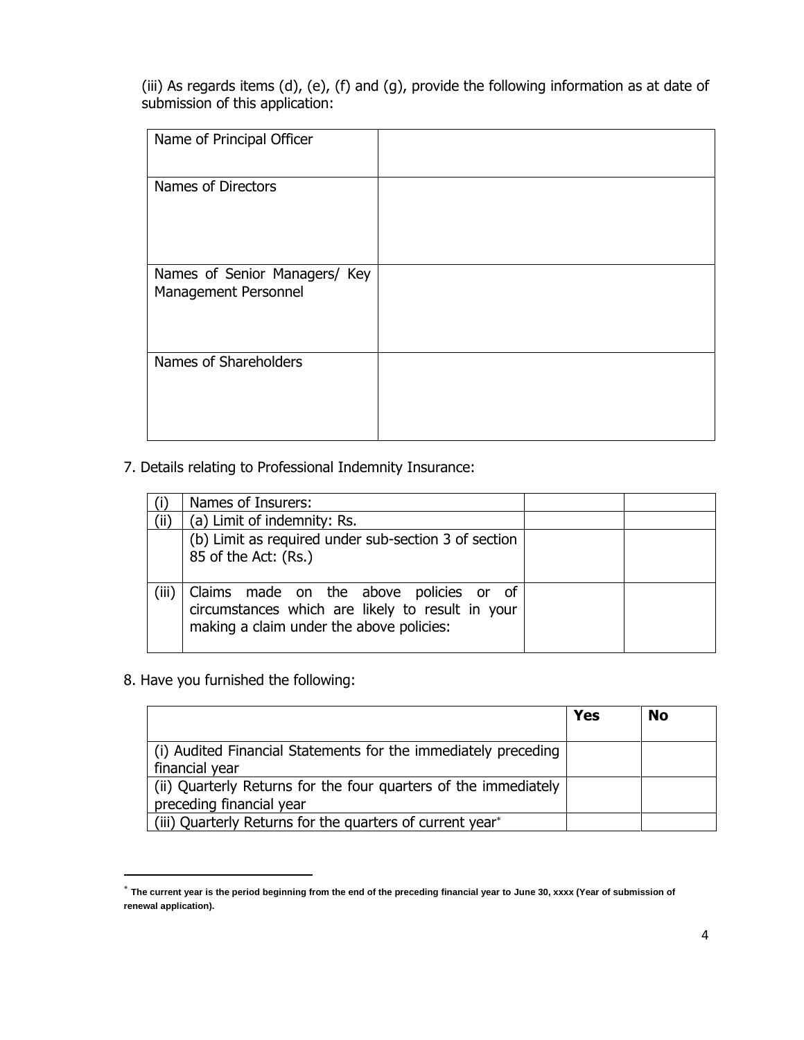(iii) As regards items (d), (e), (f) and (g), provide the following information as at date of submission of this application:

| Name of Principal Officer | |
|---|---|
| Names of Directors | |
| Names of Senior Managers/ Key Management Personnel | |
| Names of Shareholders | |

7. Details relating to Professional Indemnity Insurance:

| | | | |
|---|---|---|---|
| (i) | Names of Insurers: | | |
| (ii) | (a) Limit of indemnity: Rs. | | |
| | (b) Limit as required under sub-section 3 of section 85 of the Act: (Rs.) | | |
| (iii) | Claims made on the above policies or of circumstances which are likely to result in your making a claim under the above policies: | | |

8. Have you furnished the following:

| | **Yes** | **No** |
|---|---|---|
| (i) Audited Financial Statements for the immediately preceding financial year | | |
| (ii) Quarterly Returns for the four quarters of the immediately preceding financial year | | |
| (iii) Quarterly Returns for the quarters of current year* | | |

* **The current year is the period beginning from the end of the preceding financial year to June 30, xxxx (Year of submission of renewal application).**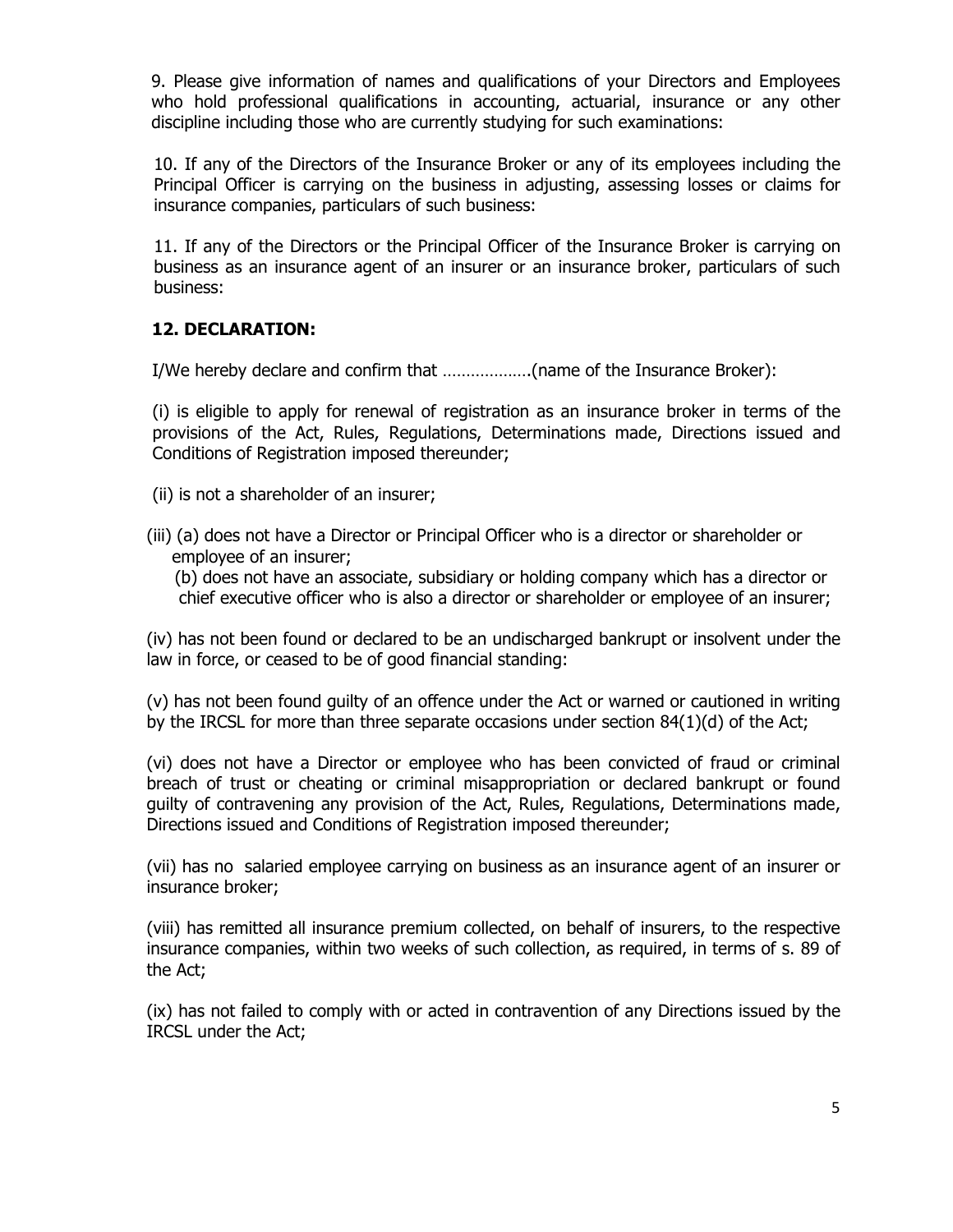9. Please give information of names and qualifications of your Directors and Employees who hold professional qualifications in accounting, actuarial, insurance or any other discipline including those who are currently studying for such examinations:

10. If any of the Directors of the Insurance Broker or any of its employees including the Principal Officer is carrying on the business in adjusting, assessing losses or claims for insurance companies, particulars of such business:

11. If any of the Directors or the Principal Officer of the Insurance Broker is carrying on business as an insurance agent of an insurer or an insurance broker, particulars of such business:

**12. DECLARATION:**

I/We hereby declare and confirm that ………………(name of the Insurance Broker):

(i) is eligible to apply for renewal of registration as an insurance broker in terms of the provisions of the Act, Rules, Regulations, Determinations made, Directions issued and Conditions of Registration imposed thereunder;

(ii) is not a shareholder of an insurer;

(iii) (a) does not have a Director or Principal Officer who is a director or shareholder or employee of an insurer;

(b) does not have an associate, subsidiary or holding company which has a director or chief executive officer who is also a director or shareholder or employee of an insurer;

(iv) has not been found or declared to be an undischarged bankrupt or insolvent under the law in force, or ceased to be of good financial standing:

(v) has not been found guilty of an offence under the Act or warned or cautioned in writing by the IRCSL for more than three separate occasions under section 84(1)(d) of the Act;

(vi) does not have a Director or employee who has been convicted of fraud or criminal breach of trust or cheating or criminal misappropriation or declared bankrupt or found guilty of contravening any provision of the Act, Rules, Regulations, Determinations made, Directions issued and Conditions of Registration imposed thereunder;

(vii) has no salaried employee carrying on business as an insurance agent of an insurer or insurance broker;

(viii) has remitted all insurance premium collected, on behalf of insurers, to the respective insurance companies, within two weeks of such collection, as required, in terms of s. 89 of the Act;

(ix) has not failed to comply with or acted in contravention of any Directions issued by the IRCSL under the Act;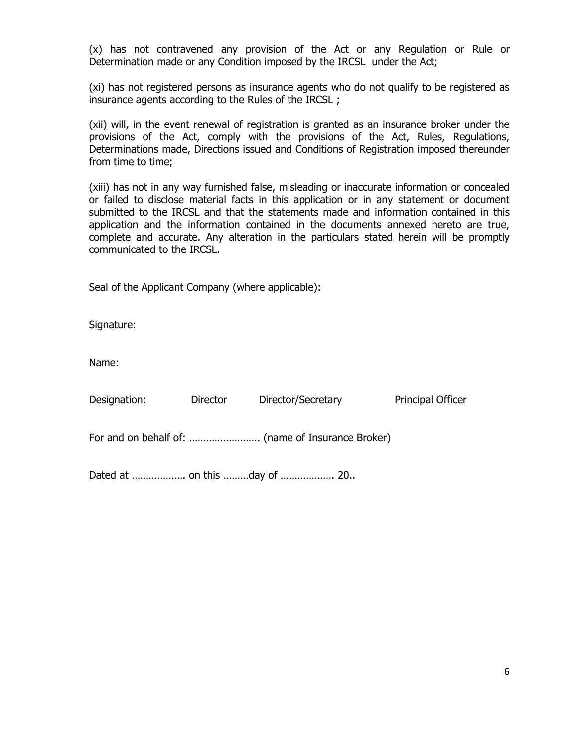(x) has not contravened any provision of the Act or any Regulation or Rule or Determination made or any Condition imposed by the IRCSL under the Act;

(xi) has not registered persons as insurance agents who do not qualify to be registered as insurance agents according to the Rules of the IRCSL ;

(xii) will, in the event renewal of registration is granted as an insurance broker under the provisions of the Act, comply with the provisions of the Act, Rules, Regulations, Determinations made, Directions issued and Conditions of Registration imposed thereunder from time to time;

(xiii) has not in any way furnished false, misleading or inaccurate information or concealed or failed to disclose material facts in this application or in any statement or document submitted to the IRCSL and that the statements made and information contained in this application and the information contained in the documents annexed hereto are true, complete and accurate. Any alteration in the particulars stated herein will be promptly communicated to the IRCSL.

Seal of the Applicant Company (where applicable):

Signature:

Name:

Designation: Director Director/Secretary Principal Officer

For and on behalf of: …………………… (name of Insurance Broker)

Dated at ………………. on this ………day of ………………. 20..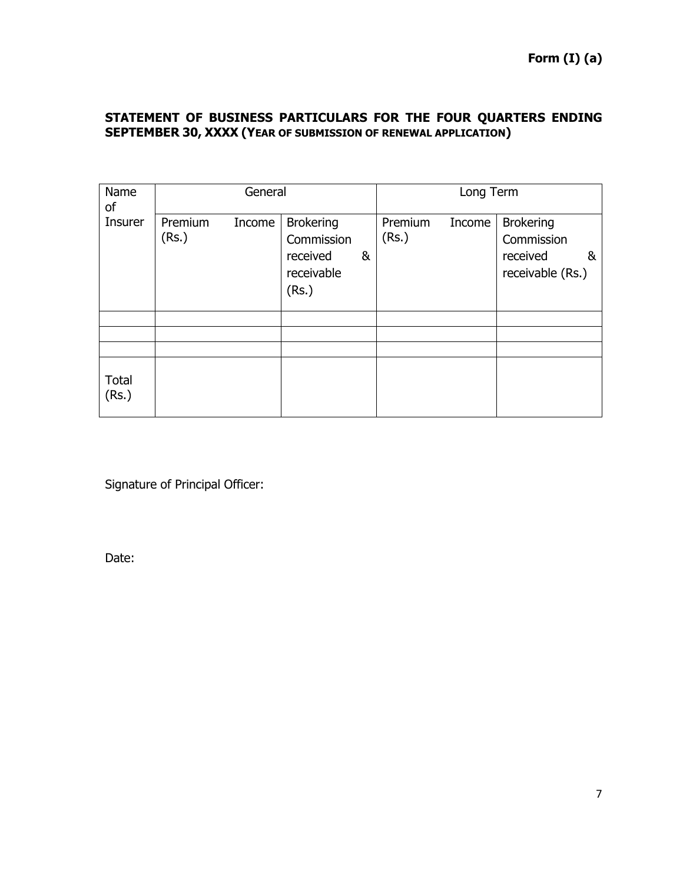**Form (I) (a)**

**STATEMENT OF BUSINESS PARTICULARS FOR THE FOUR QUARTERS ENDING SEPTEMBER 30, XXXX (YEAR OF SUBMISSION OF RENEWAL APPLICATION)**

| Name of Insurer | General | | Long Term | |
|---|---|---|---|---|
| | Premium Income (Rs.) | Brokering Commission received & receivable (Rs.) | Premium Income (Rs.) | Brokering Commission received & receivable (Rs.) |
| | | | | |
| | | | | |
| | | | | |
| Total (Rs.) | | | | |

Signature of Principal Officer:

Date: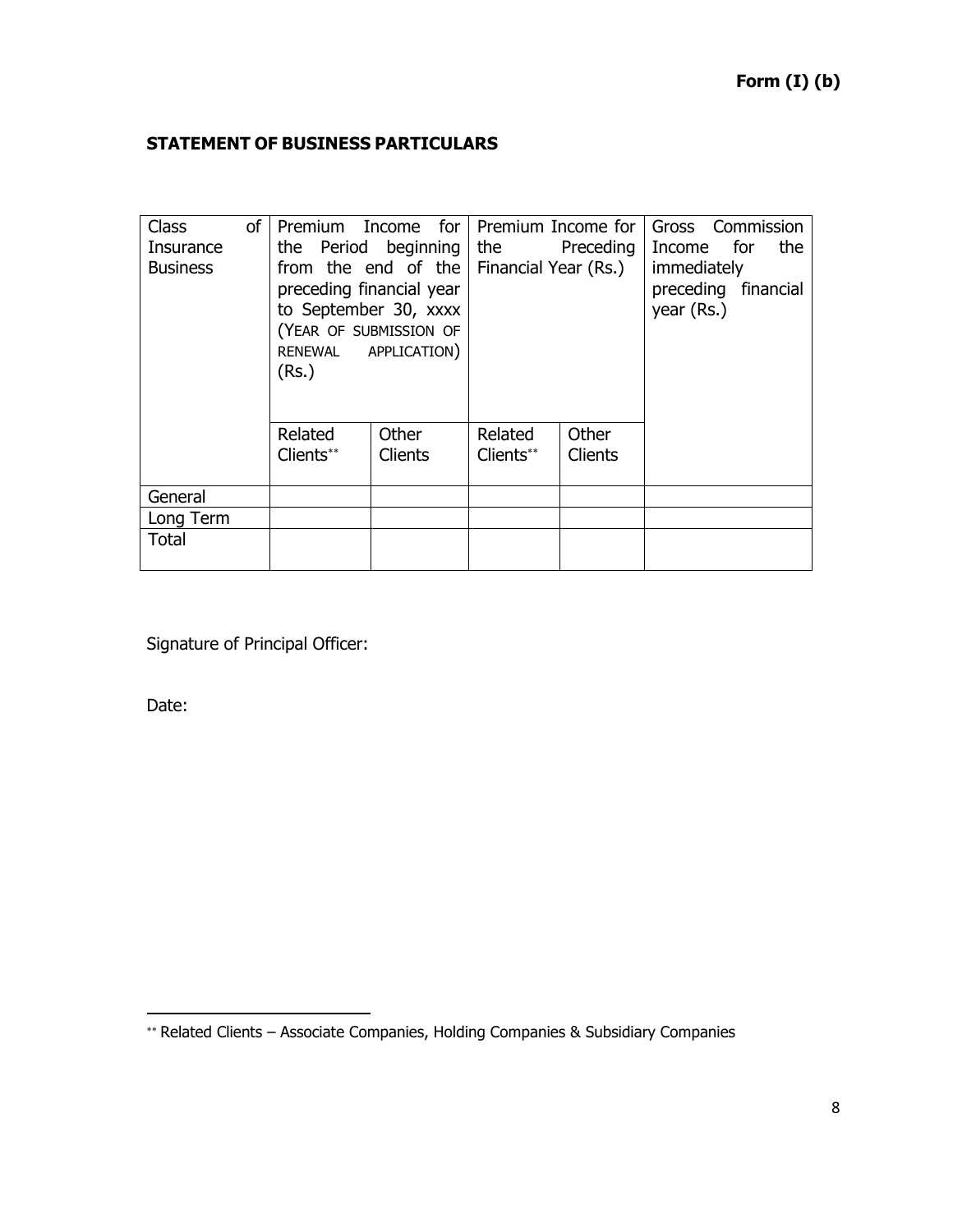**Form (I) (b)**

**STATEMENT OF BUSINESS PARTICULARS**

| Class of Insurance Business | Premium Income for the Period beginning from the end of the preceding financial year to September 30, xxxx (YEAR OF SUBMISSION OF RENEWAL APPLICATION) (Rs.) | | Premium Income for the Preceding Financial Year (Rs.) | | Gross Commission Income for the immediately preceding financial year (Rs.) |
|---|---|---|---|---|---|
| | Related Clients** | Other Clients | Related Clients** | Other Clients | |
| General | | | | | |
| Long Term | | | | | |
| Total | | | | | |

Signature of Principal Officer:

Date:

---

** Related Clients – Associate Companies, Holding Companies & Subsidiary Companies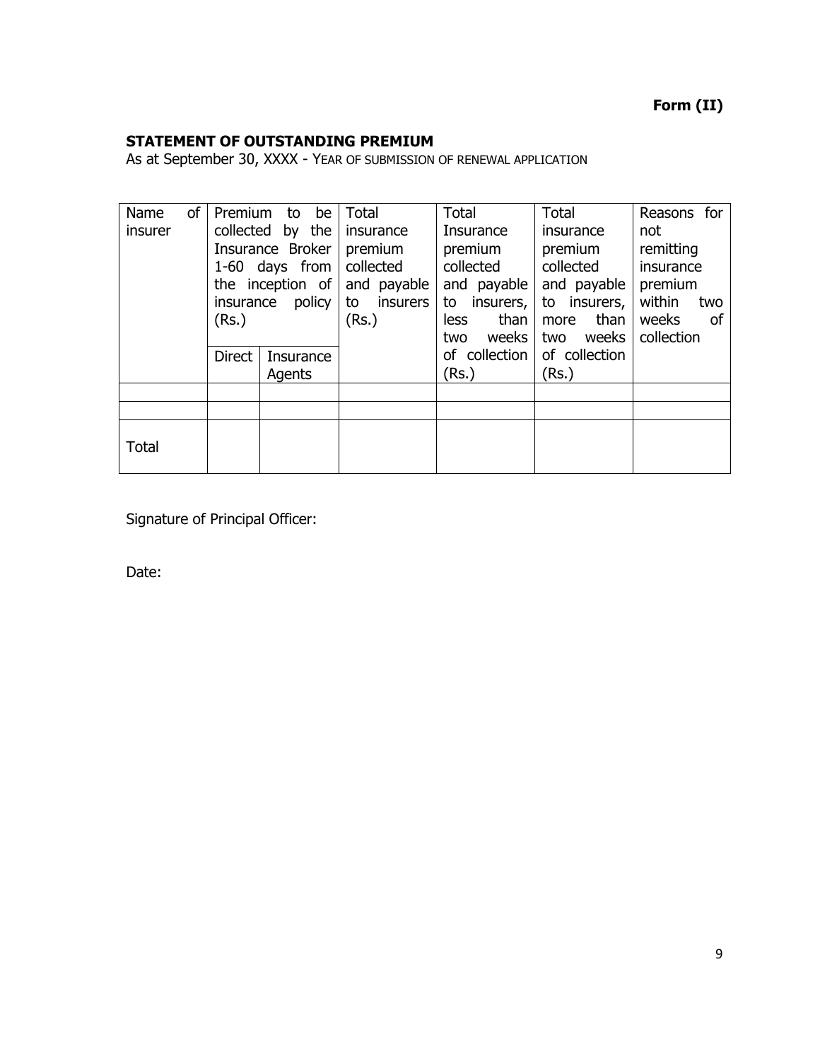**Form (II)**

**STATEMENT OF OUTSTANDING PREMIUM**

As at September 30, XXXX - YEAR OF SUBMISSION OF RENEWAL APPLICATION

| Name of insurer | Premium to be collected by the Insurance Broker 1-60 days from the inception of insurance policy (Rs.) | | Total insurance premium collected and payable to insurers (Rs.) | Total Insurance premium collected and payable to insurers, less than two weeks of collection (Rs.) | Total insurance premium collected and payable to insurers, more than two weeks of collection (Rs.) | Reasons for not remitting insurance premium within two weeks of collection |
|---|---|---|---|---|---|---|
| | Direct | Insurance Agents | | | | |
| | | | | | | |
| | | | | | | |
| Total | | | | | | |

Signature of Principal Officer:

Date: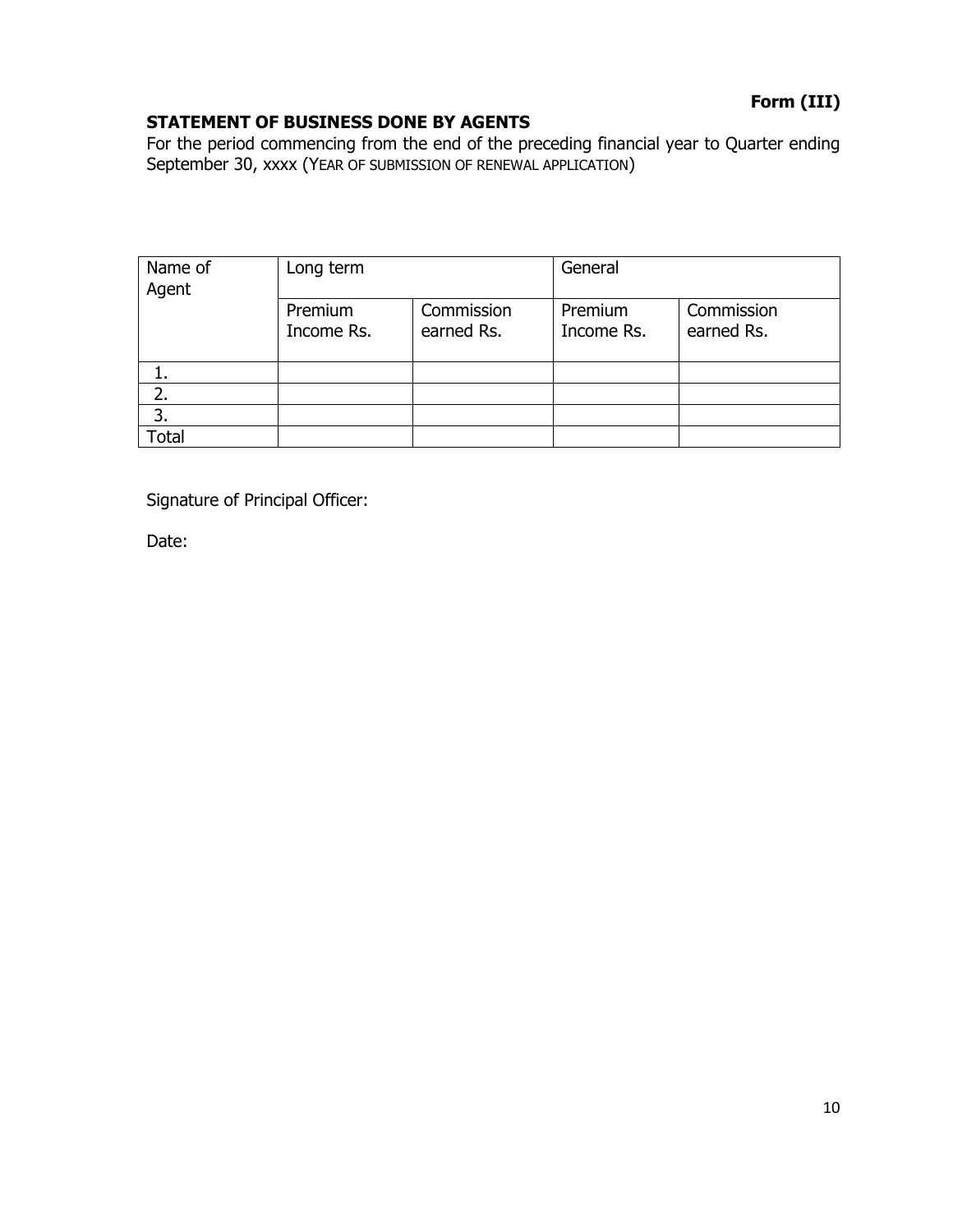**Form (III)**

**STATEMENT OF BUSINESS DONE BY AGENTS**

For the period commencing from the end of the preceding financial year to Quarter ending September 30, xxxx (YEAR OF SUBMISSION OF RENEWAL APPLICATION)

| Name of Agent | Long term | | General | |
|---|---|---|---|---|
| | Premium Income Rs. | Commission earned Rs. | Premium Income Rs. | Commission earned Rs. |
| 1. | | | | |
| 2. | | | | |
| 3. | | | | |
| Total | | | | |

Signature of Principal Officer:

Date: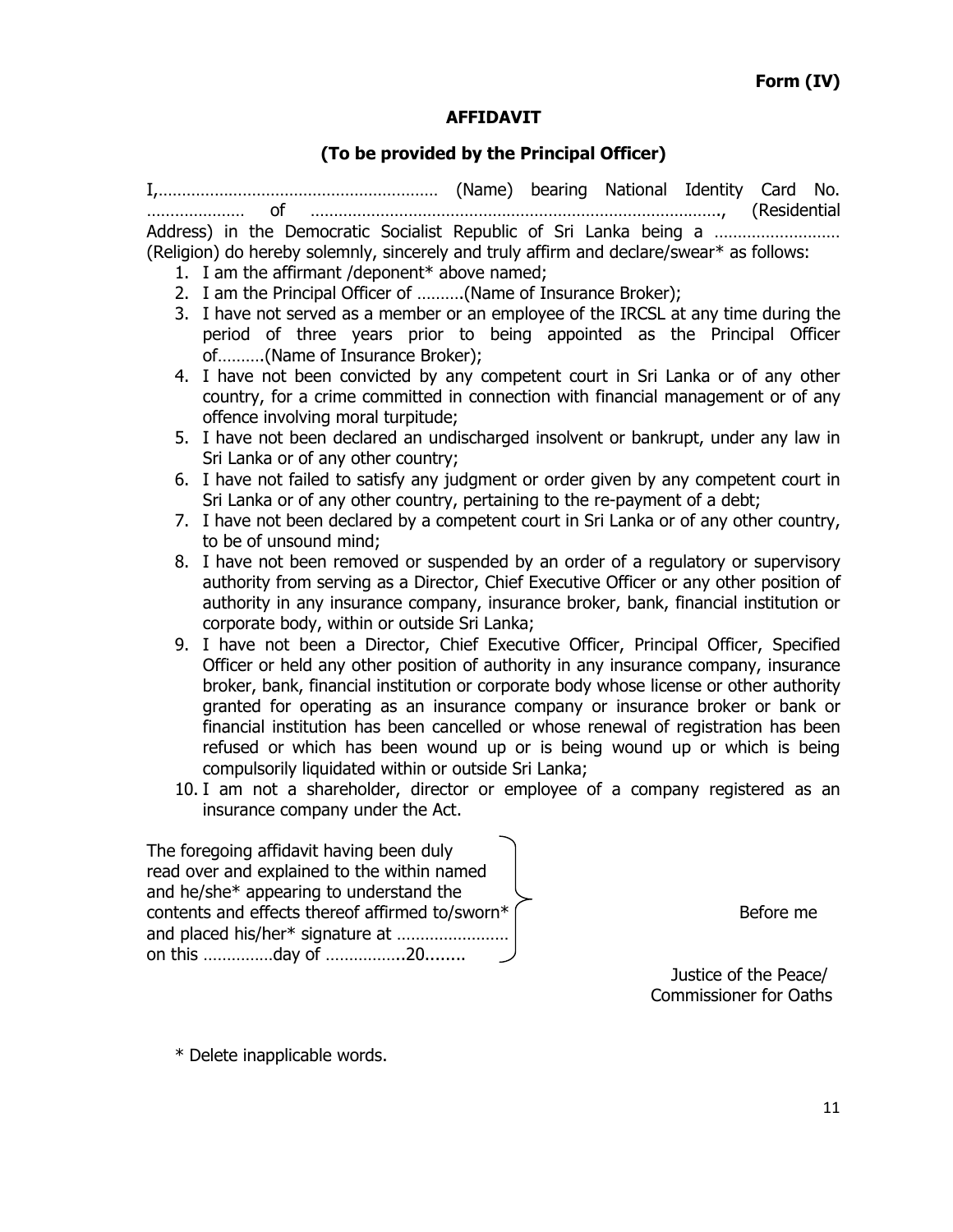**Form (IV)**

## AFFIDAVIT

### (To be provided by the Principal Officer)

I,…………………………………………………… (Name) bearing National Identity Card No. ………………… of ……………………………………………………………………………, (Residential Address) in the Democratic Socialist Republic of Sri Lanka being a ……………………… (Religion) do hereby solemnly, sincerely and truly affirm and declare/swear* as follows:

1. I am the affirmant /deponent* above named;
2. I am the Principal Officer of ……….(Name of Insurance Broker);
3. I have not served as a member or an employee of the IRCSL at any time during the period of three years prior to being appointed as the Principal Officer of……….(Name of Insurance Broker);
4. I have not been convicted by any competent court in Sri Lanka or of any other country, for a crime committed in connection with financial management or of any offence involving moral turpitude;
5. I have not been declared an undischarged insolvent or bankrupt, under any law in Sri Lanka or of any other country;
6. I have not failed to satisfy any judgment or order given by any competent court in Sri Lanka or of any other country, pertaining to the re-payment of a debt;
7. I have not been declared by a competent court in Sri Lanka or of any other country, to be of unsound mind;
8. I have not been removed or suspended by an order of a regulatory or supervisory authority from serving as a Director, Chief Executive Officer or any other position of authority in any insurance company, insurance broker, bank, financial institution or corporate body, within or outside Sri Lanka;
9. I have not been a Director, Chief Executive Officer, Principal Officer, Specified Officer or held any other position of authority in any insurance company, insurance broker, bank, financial institution or corporate body whose license or other authority granted for operating as an insurance company or insurance broker or bank or financial institution has been cancelled or whose renewal of registration has been refused or which has been wound up or is being wound up or which is being compulsorily liquidated within or outside Sri Lanka;
10. I am not a shareholder, director or employee of a company registered as an insurance company under the Act.

The foregoing affidavit having been duly read over and explained to the within named and he/she* appearing to understand the contents and effects thereof affirmed to/sworn* and placed his/her* signature at …………………… on this ……………day of ……………..20........

Before me

Justice of the Peace/
Commissioner for Oaths

\* Delete inapplicable words.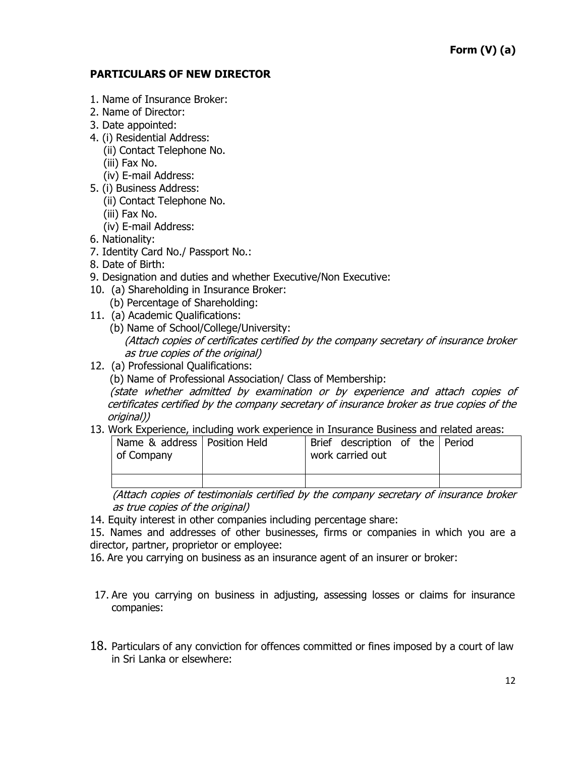**Form (V) (a)**

**PARTICULARS OF NEW DIRECTOR**

1. Name of Insurance Broker:
2. Name of Director:
3. Date appointed:
4. (i) Residential Address:
   (ii) Contact Telephone No.
   (iii) Fax No.
   (iv) E-mail Address:
5. (i) Business Address:
   (ii) Contact Telephone No.
   (iii) Fax No.
   (iv) E-mail Address:
6. Nationality:
7. Identity Card No./ Passport No.:
8. Date of Birth:
9. Designation and duties and whether Executive/Non Executive:
10. (a) Shareholding in Insurance Broker:
    (b) Percentage of Shareholding:
11. (a) Academic Qualifications:
    (b) Name of School/College/University:
    *(Attach copies of certificates certified by the company secretary of insurance broker as true copies of the original)*
12. (a) Professional Qualifications:
    (b) Name of Professional Association/ Class of Membership:
    *(state whether admitted by examination or by experience and attach copies of certificates certified by the company secretary of insurance broker as true copies of the original))*
13. Work Experience, including work experience in Insurance Business and related areas:

| Name & address of Company | Position Held | Brief description of the work carried out | Period |
|---|---|---|---|
| | | | |

*(Attach copies of testimonials certified by the company secretary of insurance broker as true copies of the original)*

14. Equity interest in other companies including percentage share:
15. Names and addresses of other businesses, firms or companies in which you are a director, partner, proprietor or employee:
16. Are you carrying on business as an insurance agent of an insurer or broker:
17. Are you carrying on business in adjusting, assessing losses or claims for insurance companies:
18. Particulars of any conviction for offences committed or fines imposed by a court of law in Sri Lanka or elsewhere: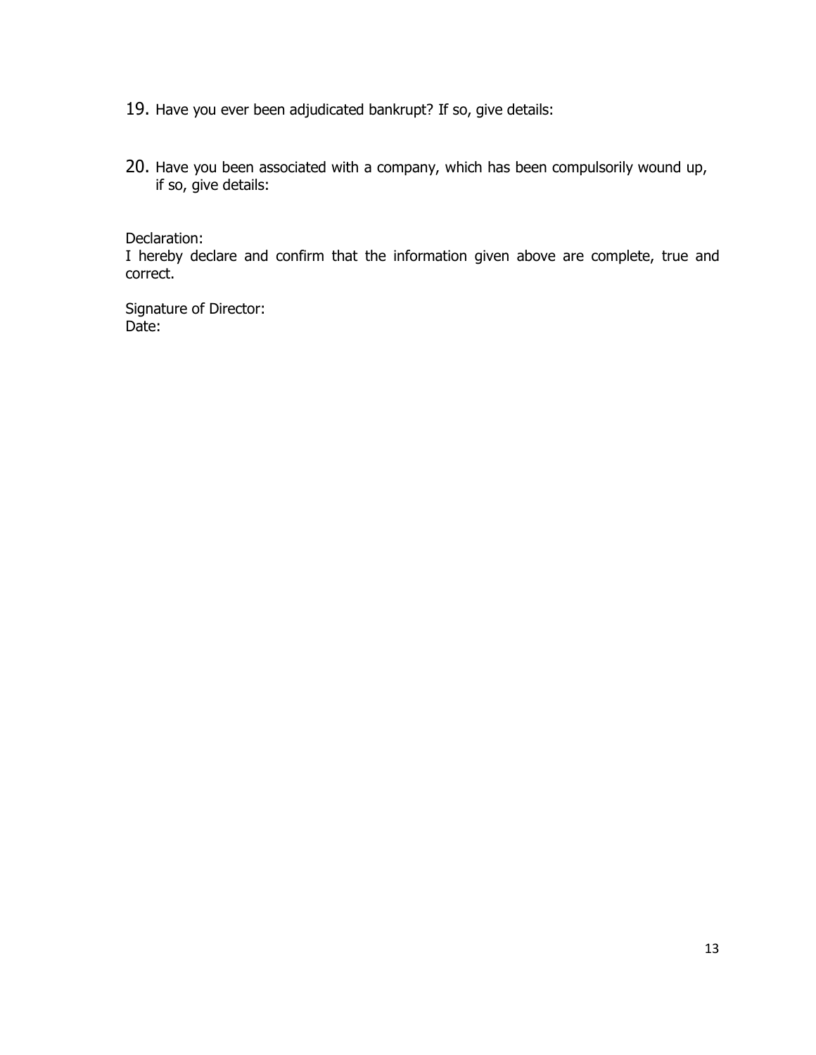19. Have you ever been adjudicated bankrupt? If so, give details:

20. Have you been associated with a company, which has been compulsorily wound up, if so, give details:

Declaration:
I hereby declare and confirm that the information given above are complete, true and correct.

Signature of Director:
Date: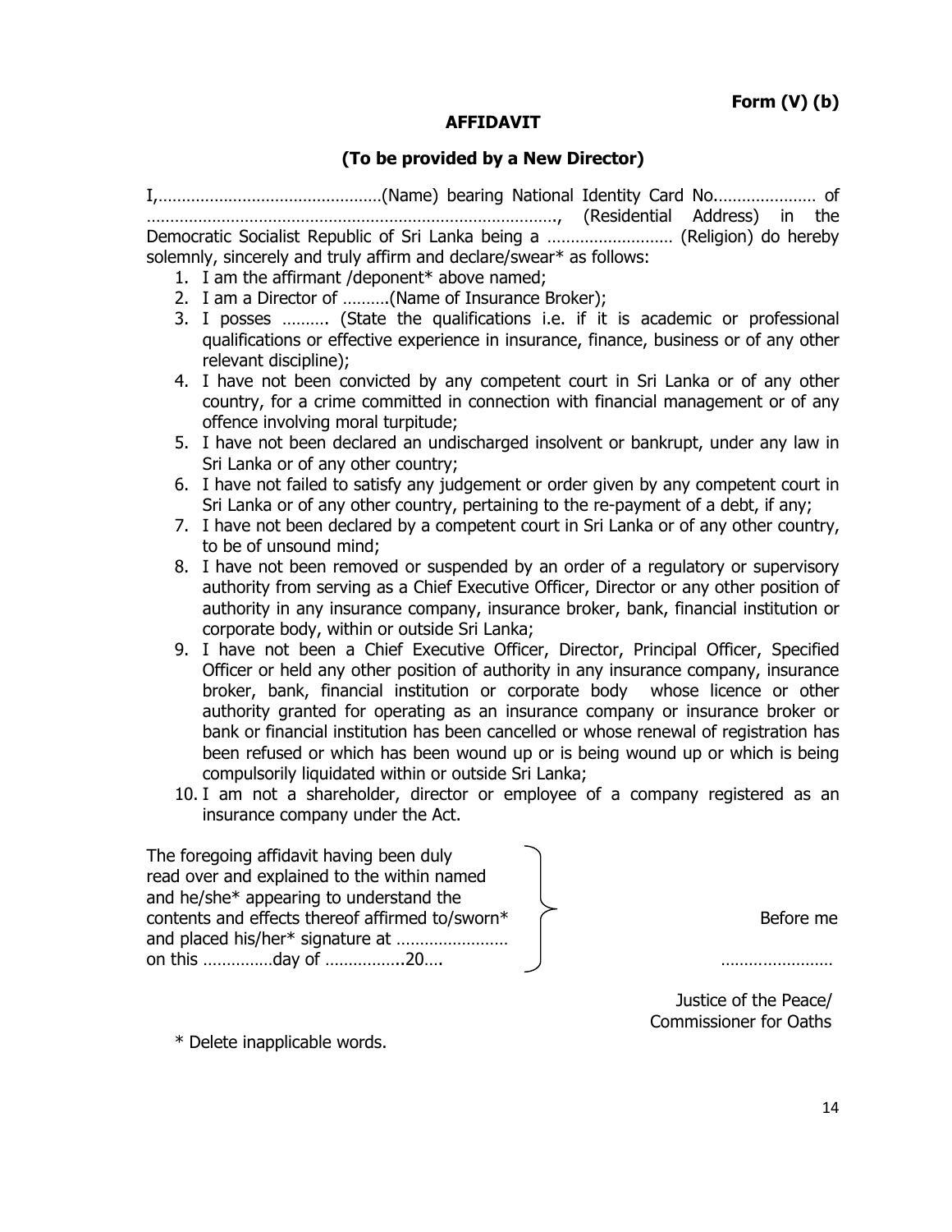**Form (V) (b)**

## AFFIDAVIT

### (To be provided by a New Director)

I,…………………………………………(Name) bearing National Identity Card No.………………… of …………………………………………………………………………., (Residential Address) in the Democratic Socialist Republic of Sri Lanka being a ……………………… (Religion) do hereby solemnly, sincerely and truly affirm and declare/swear* as follows:

1. I am the affirmant /deponent* above named;
2. I am a Director of ……….(Name of Insurance Broker);
3. I posses ………. (State the qualifications i.e. if it is academic or professional qualifications or effective experience in insurance, finance, business or of any other relevant discipline);
4. I have not been convicted by any competent court in Sri Lanka or of any other country, for a crime committed in connection with financial management or of any offence involving moral turpitude;
5. I have not been declared an undischarged insolvent or bankrupt, under any law in Sri Lanka or of any other country;
6. I have not failed to satisfy any judgement or order given by any competent court in Sri Lanka or of any other country, pertaining to the re-payment of a debt, if any;
7. I have not been declared by a competent court in Sri Lanka or of any other country, to be of unsound mind;
8. I have not been removed or suspended by an order of a regulatory or supervisory authority from serving as a Chief Executive Officer, Director or any other position of authority in any insurance company, insurance broker, bank, financial institution or corporate body, within or outside Sri Lanka;
9. I have not been a Chief Executive Officer, Director, Principal Officer, Specified Officer or held any other position of authority in any insurance company, insurance broker, bank, financial institution or corporate body whose licence or other authority granted for operating as an insurance company or insurance broker or bank or financial institution has been cancelled or whose renewal of registration has been refused or which has been wound up or is being wound up or which is being compulsorily liquidated within or outside Sri Lanka;
10. I am not a shareholder, director or employee of a company registered as an insurance company under the Act.

The foregoing affidavit having been duly read over and explained to the within named and he/she* appearing to understand the contents and effects thereof affirmed to/sworn* and placed his/her* signature at …………………… on this ……………day of ……………..20….

Before me

……………………

Justice of the Peace/
Commissioner for Oaths

\* Delete inapplicable words.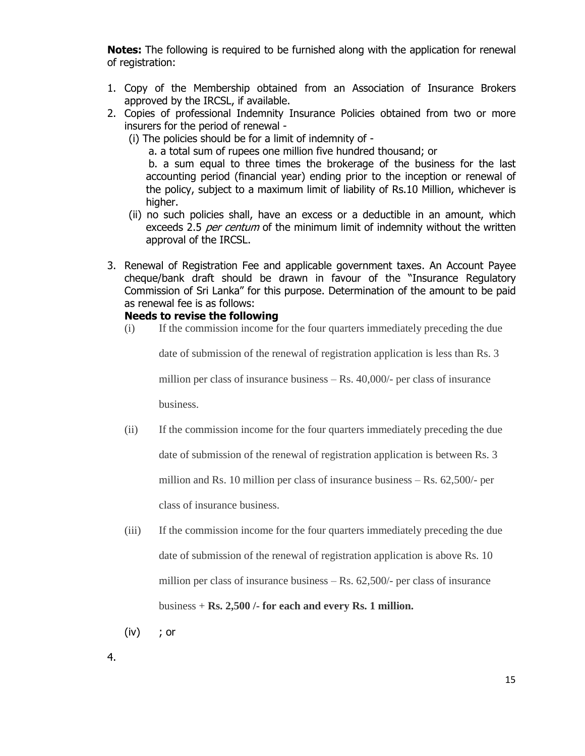**Notes:** The following is required to be furnished along with the application for renewal of registration:

1. Copy of the Membership obtained from an Association of Insurance Brokers approved by the IRCSL, if available.
2. Copies of professional Indemnity Insurance Policies obtained from two or more insurers for the period of renewal -
   (i) The policies should be for a limit of indemnity of -
      a. a total sum of rupees one million five hundred thousand; or
      b. a sum equal to three times the brokerage of the business for the last accounting period (financial year) ending prior to the inception or renewal of the policy, subject to a maximum limit of liability of Rs.10 Million, whichever is higher.
   (ii) no such policies shall, have an excess or a deductible in an amount, which exceeds 2.5 *per centum* of the minimum limit of indemnity without the written approval of the IRCSL.
3. Renewal of Registration Fee and applicable government taxes. An Account Payee cheque/bank draft should be drawn in favour of the "Insurance Regulatory Commission of Sri Lanka" for this purpose. Determination of the amount to be paid as renewal fee is as follows:

   **Needs to revise the following**

   (i) If the commission income for the four quarters immediately preceding the due date of submission of the renewal of registration application is less than Rs. 3 million per class of insurance business – Rs. 40,000/- per class of insurance business.

   (ii) If the commission income for the four quarters immediately preceding the due date of submission of the renewal of registration application is between Rs. 3 million and Rs. 10 million per class of insurance business – Rs. 62,500/- per class of insurance business.

   (iii) If the commission income for the four quarters immediately preceding the due date of submission of the renewal of registration application is above Rs. 10 million per class of insurance business – Rs. 62,500/- per class of insurance business + **Rs. 2,500 /- for each and every Rs. 1 million.**

   (iv) ; or

4.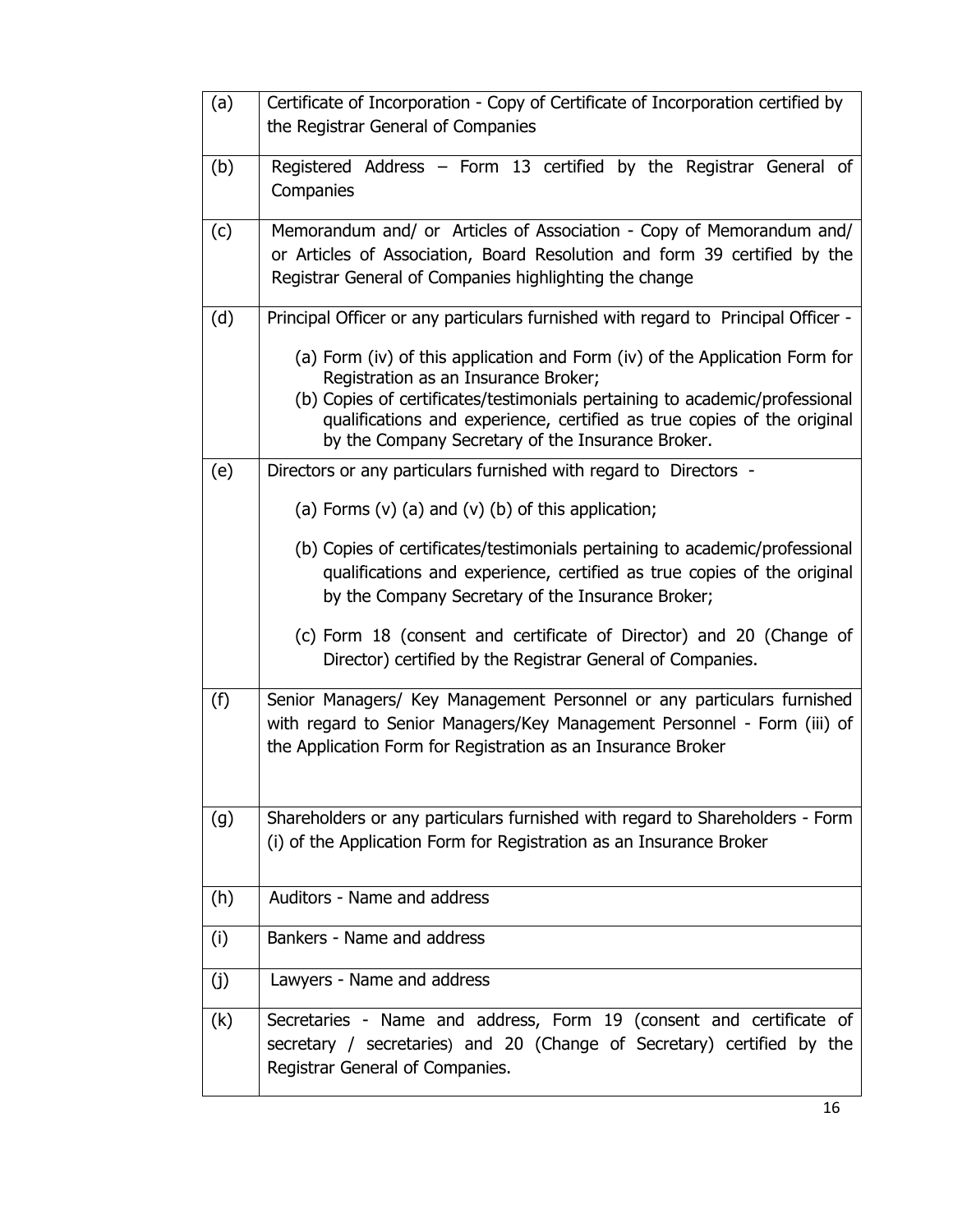| | |
|---|---|
| (a) | Certificate of Incorporation - Copy of Certificate of Incorporation certified by the Registrar General of Companies |
| (b) | Registered Address – Form 13 certified by the Registrar General of Companies |
| (c) | Memorandum and/ or Articles of Association - Copy of Memorandum and/ or Articles of Association, Board Resolution and form 39 certified by the Registrar General of Companies highlighting the change |
| (d) | Principal Officer or any particulars furnished with regard to Principal Officer - <br><br> (a) Form (iv) of this application and Form (iv) of the Application Form for Registration as an Insurance Broker; <br> (b) Copies of certificates/testimonials pertaining to academic/professional qualifications and experience, certified as true copies of the original by the Company Secretary of the Insurance Broker. |
| (e) | Directors or any particulars furnished with regard to Directors - <br><br> (a) Forms (v) (a) and (v) (b) of this application; <br><br> (b) Copies of certificates/testimonials pertaining to academic/professional qualifications and experience, certified as true copies of the original by the Company Secretary of the Insurance Broker; <br><br> (c) Form 18 (consent and certificate of Director) and 20 (Change of Director) certified by the Registrar General of Companies. |
| (f) | Senior Managers/ Key Management Personnel or any particulars furnished with regard to Senior Managers/Key Management Personnel - Form (iii) of the Application Form for Registration as an Insurance Broker |
| (g) | Shareholders or any particulars furnished with regard to Shareholders - Form (i) of the Application Form for Registration as an Insurance Broker |
| (h) | Auditors - Name and address |
| (i) | Bankers - Name and address |
| (j) | Lawyers - Name and address |
| (k) | Secretaries - Name and address, Form 19 (consent and certificate of secretary / secretaries) and 20 (Change of Secretary) certified by the Registrar General of Companies. |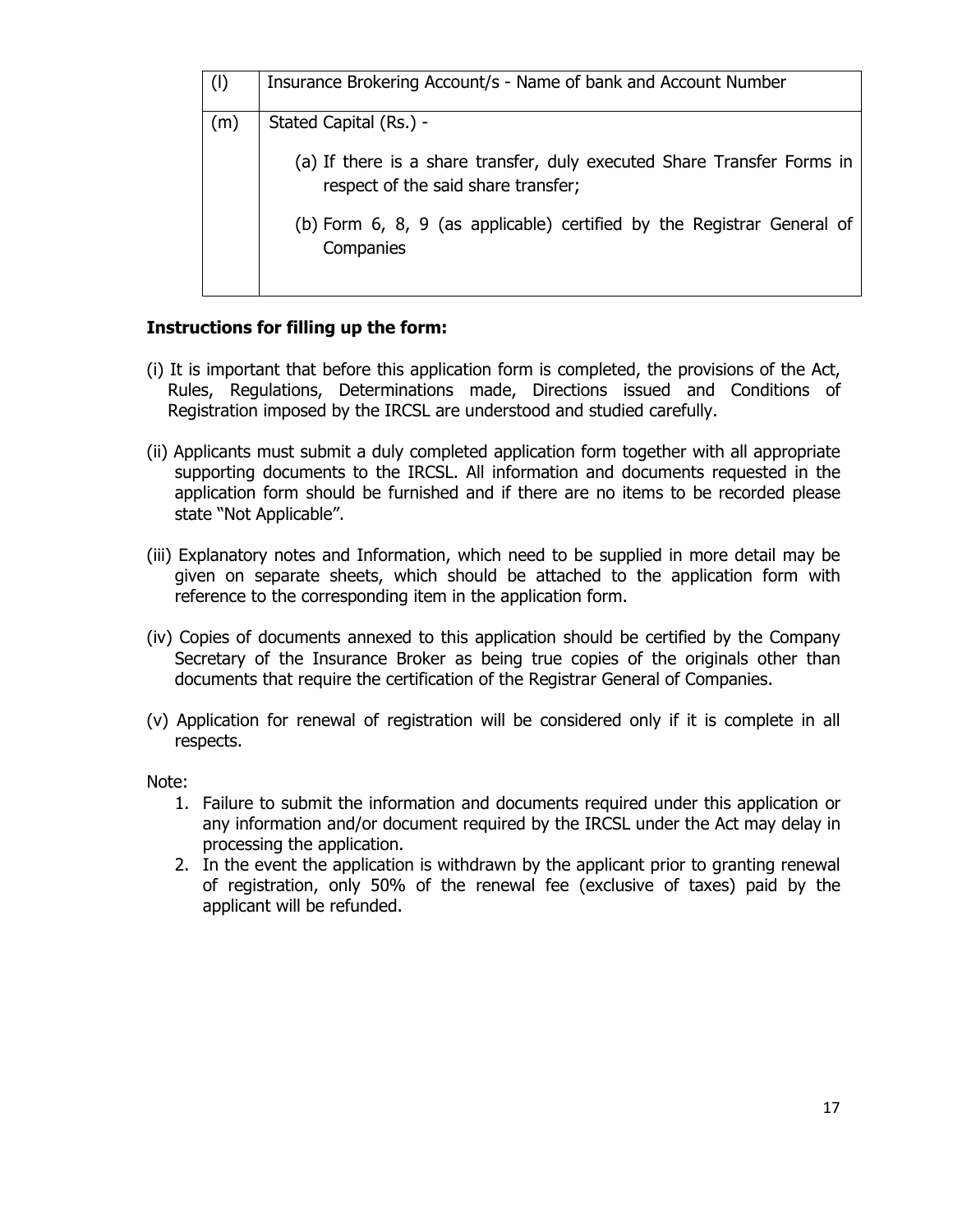| | |
|---|---|
| (l) | Insurance Brokering Account/s - Name of bank and Account Number |
| (m) | Stated Capital (Rs.) -<br>(a) If there is a share transfer, duly executed Share Transfer Forms in respect of the said share transfer;<br>(b) Form 6, 8, 9 (as applicable) certified by the Registrar General of Companies |

**Instructions for filling up the form:**

(i) It is important that before this application form is completed, the provisions of the Act, Rules, Regulations, Determinations made, Directions issued and Conditions of Registration imposed by the IRCSL are understood and studied carefully.

(ii) Applicants must submit a duly completed application form together with all appropriate supporting documents to the IRCSL. All information and documents requested in the application form should be furnished and if there are no items to be recorded please state "Not Applicable".

(iii) Explanatory notes and Information, which need to be supplied in more detail may be given on separate sheets, which should be attached to the application form with reference to the corresponding item in the application form.

(iv) Copies of documents annexed to this application should be certified by the Company Secretary of the Insurance Broker as being true copies of the originals other than documents that require the certification of the Registrar General of Companies.

(v) Application for renewal of registration will be considered only if it is complete in all respects.

Note:

1. Failure to submit the information and documents required under this application or any information and/or document required by the IRCSL under the Act may delay in processing the application.
2. In the event the application is withdrawn by the applicant prior to granting renewal of registration, only 50% of the renewal fee (exclusive of taxes) paid by the applicant will be refunded.